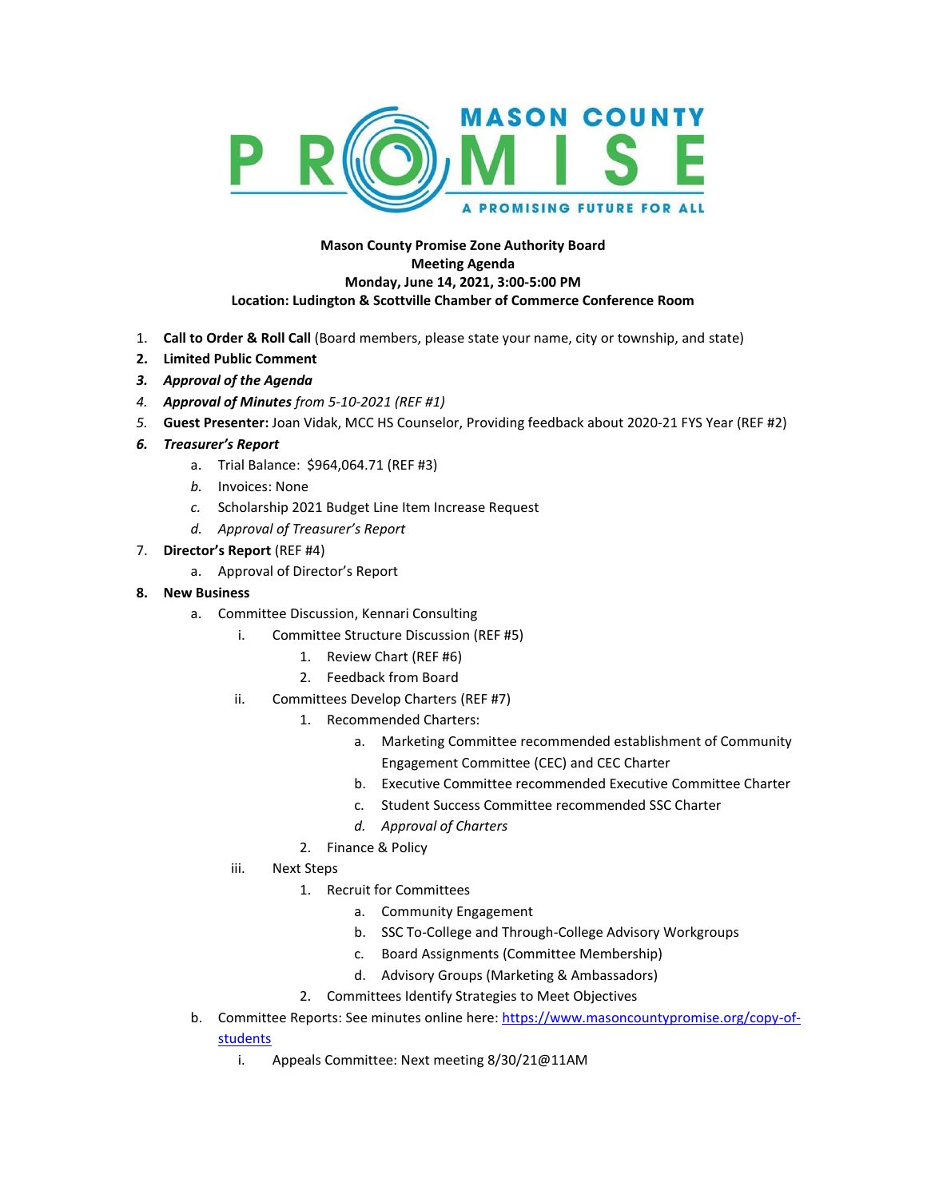**MASON COUNTY PROMISE**

**A PROMISING FUTURE FOR ALL**

**Mason County Promise Zone Authority Board**
**Meeting Agenda**
**Monday, June 14, 2021, 3:00-5:00 PM**
**Location: Ludington & Scottville Chamber of Commerce Conference Room**

1. **Call to Order & Roll Call** (Board members, please state your name, city or township, and state)
2. **Limited Public Comment**
3. ***Approval of the Agenda***
4. ***Approval of Minutes*** *from 5-10-2021 (REF #1)*
5. **Guest Presenter:** Joan Vidak, MCC HS Counselor, Providing feedback about 2020-21 FYS Year (REF #2)
6. ***Treasurer's Report***
    a. Trial Balance: $964,064.71 (REF #3)
    b. Invoices: None
    c. Scholarship 2021 Budget Line Item Increase Request
    d. *Approval of Treasurer's Report*
7. **Director's Report** (REF #4)
    a. Approval of Director's Report
8. **New Business**
    a. Committee Discussion, Kennari Consulting
        i. Committee Structure Discussion (REF #5)
            1. Review Chart (REF #6)
            2. Feedback from Board
        ii. Committees Develop Charters (REF #7)
            1. Recommended Charters:
                a. Marketing Committee recommended establishment of Community Engagement Committee (CEC) and CEC Charter
                b. Executive Committee recommended Executive Committee Charter
                c. Student Success Committee recommended SSC Charter
                d. *Approval of Charters*
            2. Finance & Policy
        iii. Next Steps
            1. Recruit for Committees
                a. Community Engagement
                b. SSC To-College and Through-College Advisory Workgroups
                c. Board Assignments (Committee Membership)
                d. Advisory Groups (Marketing & Ambassadors)
            2. Committees Identify Strategies to Meet Objectives
    b. Committee Reports: See minutes online here: [https://www.masoncountypromise.org/copy-of-students](https://www.masoncountypromise.org/copy-of-students)
        i. Appeals Committee: Next meeting 8/30/21@11AM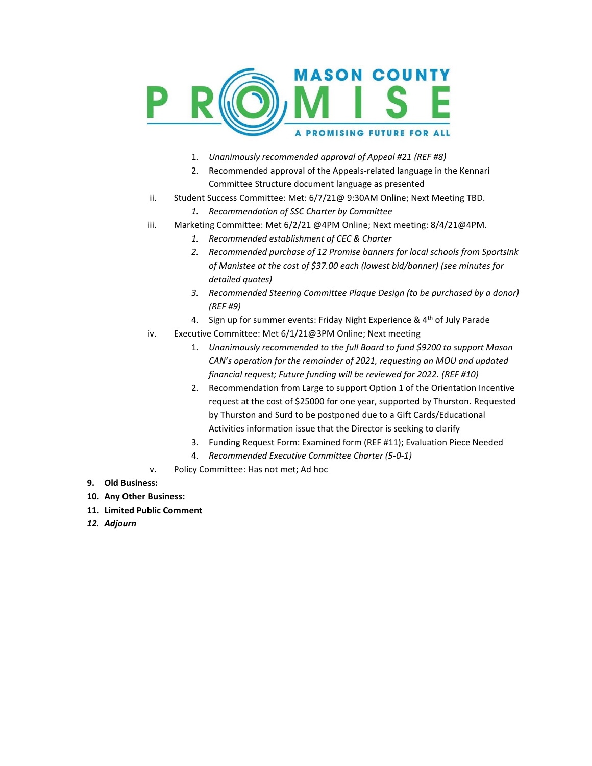MASON COUNTY
PROMISE
A PROMISING FUTURE FOR ALL

1. *Unanimously recommended approval of Appeal #21 (REF #8)*
2. Recommended approval of the Appeals-related language in the Kennari Committee Structure document language as presented

ii. Student Success Committee: Met: 6/7/21@ 9:30AM Online; Next Meeting TBD.
   1. *Recommendation of SSC Charter by Committee*

iii. Marketing Committee: Met 6/2/21 @4PM Online; Next meeting: 8/4/21@4PM.
   1. *Recommended establishment of CEC & Charter*
   2. *Recommended purchase of 12 Promise banners for local schools from SportsInk of Manistee at the cost of $37.00 each (lowest bid/banner) (see minutes for detailed quotes)*
   3. *Recommended Steering Committee Plaque Design (to be purchased by a donor) (REF #9)*
   4. Sign up for summer events: Friday Night Experience & 4th of July Parade

iv. Executive Committee: Met 6/1/21@3PM Online; Next meeting
   1. *Unanimously recommended to the full Board to fund $9200 to support Mason CAN's operation for the remainder of 2021, requesting an MOU and updated financial request; Future funding will be reviewed for 2022. (REF #10)*
   2. Recommendation from Large to support Option 1 of the Orientation Incentive request at the cost of $25000 for one year, supported by Thurston. Requested by Thurston and Surd to be postponed due to a Gift Cards/Educational Activities information issue that the Director is seeking to clarify
   3. Funding Request Form: Examined form (REF #11); Evaluation Piece Needed
   4. *Recommended Executive Committee Charter (5-0-1)*

v. Policy Committee: Has not met; Ad hoc

**9. Old Business:**

**10. Any Other Business:**

**11. Limited Public Comment**

***12. Adjourn***